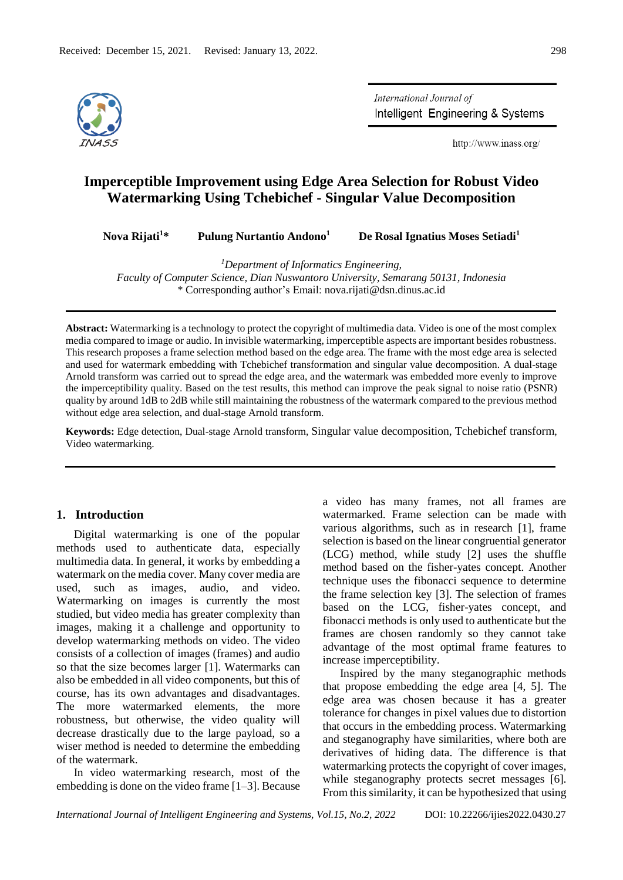Received: December 15, 2021. Revised: January 13, 2022.

# Imperceptible Improvement using Edge Area Selection for Robust Video Watermarking Using Tchebichef - Singular Value Decomposition

**Nova Rijati[1]*** **Pulung Nurtantio Andono[1]** **De Rosal Ignatius Moses Setiadi[1]**

[1] *Department of Informatics Engineering, Faculty of Computer Science, Dian Nuswantoro University, Semarang 50131, Indonesia*
\* Corresponding author's Email: nova.rijati@dsn.dinus.ac.id

**Abstract:** Watermarking is a technology to protect the copyright of multimedia data. Video is one of the most complex media compared to image or audio. In invisible watermarking, imperceptible aspects are important besides robustness. This research proposes a frame selection method based on the edge area. The frame with the most edge area is selected and used for watermark embedding with Tchebichef transformation and singular value decomposition. A dual-stage Arnold transform was carried out to spread the edge area, and the watermark was embedded more evenly to improve the imperceptibility quality. Based on the test results, this method can improve the peak signal to noise ratio (PSNR) quality by around 1dB to 2dB while still maintaining the robustness of the watermark compared to the previous method without edge area selection, and dual-stage Arnold transform.

**Keywords:** Edge detection, Dual-stage Arnold transform, Singular value decomposition, Tchebichef transform, Video watermarking.

## 1. Introduction

Digital watermarking is one of the popular methods used to authenticate data, especially multimedia data. In general, it works by embedding a watermark on the media cover. Many cover media are used, such as images, audio, and video. Watermarking on images is currently the most studied, but video media has greater complexity than images, making it a challenge and opportunity to develop watermarking methods on video. The video consists of a collection of images (frames) and audio so that the size becomes larger [1]. Watermarks can also be embedded in all video components, but this of course, has its own advantages and disadvantages. The more watermarked elements, the more robustness, but otherwise, the video quality will decrease drastically due to the large payload, so a wiser method is needed to determine the embedding of the watermark.

In video watermarking research, most of the embedding is done on the video frame [1–3]. Because a video has many frames, not all frames are watermarked. Frame selection can be made with various algorithms, such as in research [1], frame selection is based on the linear congruential generator (LCG) method, while study [2] uses the shuffle method based on the fisher-yates concept. Another technique uses the fibonacci sequence to determine the frame selection key [3]. The selection of frames based on the LCG, fisher-yates concept, and fibonacci methods is only used to authenticate but the frames are chosen randomly so they cannot take advantage of the most optimal frame features to increase imperceptibility.

Inspired by the many steganographic methods that propose embedding the edge area [4, 5]. The edge area was chosen because it has a greater tolerance for changes in pixel values due to distortion that occurs in the embedding process. Watermarking and steganography have similarities, where both are derivatives of hiding data. The difference is that watermarking protects the copyright of cover images, while steganography protects secret messages [6]. From this similarity, it can be hypothesized that using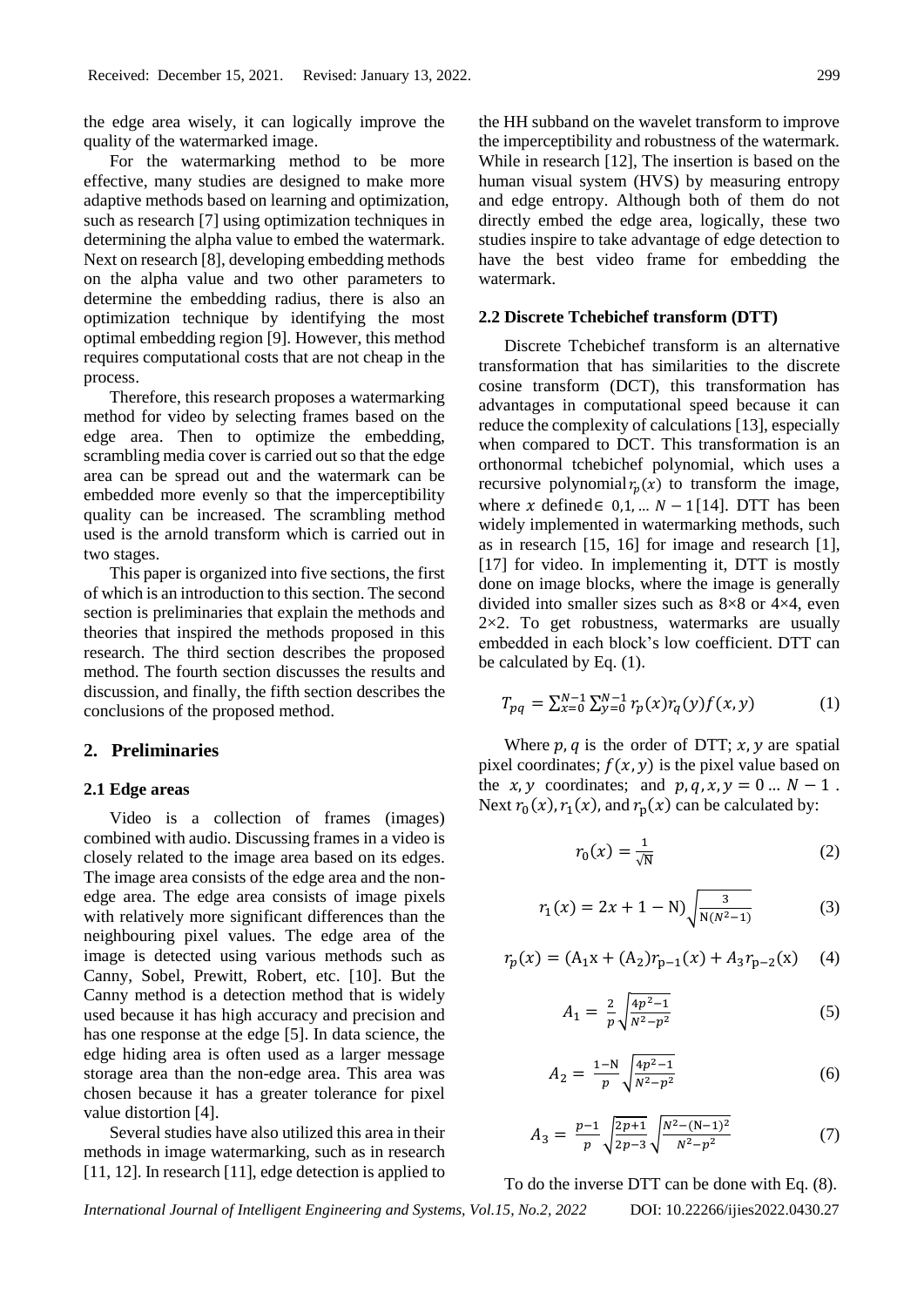the edge area wisely, it can logically improve the quality of the watermarked image.

For the watermarking method to be more effective, many studies are designed to make more adaptive methods based on learning and optimization, such as research [7] using optimization techniques in determining the alpha value to embed the watermark. Next on research [8], developing embedding methods on the alpha value and two other parameters to determine the embedding radius, there is also an optimization technique by identifying the most optimal embedding region [9]. However, this method requires computational costs that are not cheap in the process.

Therefore, this research proposes a watermarking method for video by selecting frames based on the edge area. Then to optimize the embedding, scrambling media cover is carried out so that the edge area can be spread out and the watermark can be embedded more evenly so that the imperceptibility quality can be increased. The scrambling method used is the arnold transform which is carried out in two stages.

This paper is organized into five sections, the first of which is an introduction to this section. The second section is preliminaries that explain the methods and theories that inspired the methods proposed in this research. The third section describes the proposed method. The fourth section discusses the results and discussion, and finally, the fifth section describes the conclusions of the proposed method.

## 2. Preliminaries

### 2.1 Edge areas

Video is a collection of frames (images) combined with audio. Discussing frames in a video is closely related to the image area based on its edges. The image area consists of the edge area and the non-edge area. The edge area consists of image pixels with relatively more significant differences than the neighbouring pixel values. The edge area of the image is detected using various methods such as Canny, Sobel, Prewitt, Robert, etc. [10]. But the Canny method is a detection method that is widely used because it has high accuracy and precision and has one response at the edge [5]. In data science, the edge hiding area is often used as a larger message storage area than the non-edge area. This area was chosen because it has a greater tolerance for pixel value distortion [4].

Several studies have also utilized this area in their methods in image watermarking, such as in research [11, 12]. In research [11], edge detection is applied to the HH subband on the wavelet transform to improve the imperceptibility and robustness of the watermark. While in research [12], The insertion is based on the human visual system (HVS) by measuring entropy and edge entropy. Although both of them do not directly embed the edge area, logically, these two studies inspire to take advantage of edge detection to have the best video frame for embedding the watermark.

### 2.2 Discrete Tchebichef transform (DTT)

Discrete Tchebichef transform is an alternative transformation that has similarities to the discrete cosine transform (DCT), this transformation has advantages in computational speed because it can reduce the complexity of calculations [13], especially when compared to DCT. This transformation is an orthonormal tchebichef polynomial, which uses a recursive polynomial $r_p(x)$ to transform the image, where $x$ defined$\in$ $0,1, \ldots N-1$[14]. DTT has been widely implemented in watermarking methods, such as in research [15, 16] for image and research [1], [17] for video. In implementing it, DTT is mostly done on image blocks, where the image is generally divided into smaller sizes such as 8×8 or 4×4, even 2×2. To get robustness, watermarks are usually embedded in each block's low coefficient. DTT can be calculated by Eq. (1).

$$T_{pq} = \sum_{x=0}^{N-1} \sum_{y=0}^{N-1} r_p(x) r_q(y) f(x,y) \tag{1}$$

Where $p, q$ is the order of DTT; $x, y$ are spatial pixel coordinates; $f(x,y)$ is the pixel value based on the $x, y$ coordinates; and $p, q, x, y = 0 \ldots N-1$. Next $r_0(x), r_1(x)$, and $r_\text{p}(x)$ can be calculated by:

$$r_0(x) = \frac{1}{\sqrt{\text{N}}} \tag{2}$$

$$r_1(x) = 2x + 1 - \text{N})\sqrt{\frac{3}{\text{N}(N^2-1)}} \tag{3}$$

$$r_p(x) = (\text{A}_1 \text{x} + (\text{A}_2) r_{\text{p}-1}(x) + A_3 r_{\text{p}-2}(\text{x}) \tag{4}$$

$$A_1 = \frac{2}{p}\sqrt{\frac{4p^2-1}{N^2-p^2}} \tag{5}$$

$$A_2 = \frac{1-\text{N}}{p}\sqrt{\frac{4p^2-1}{N^2-p^2}} \tag{6}$$

$$A_3 = \frac{p-1}{p}\sqrt{\frac{2p+1}{2p-3}}\sqrt{\frac{N^2-(\text{N}-1)^2}{N^2-p^2}} \tag{7}$$

To do the inverse DTT can be done with Eq. (8).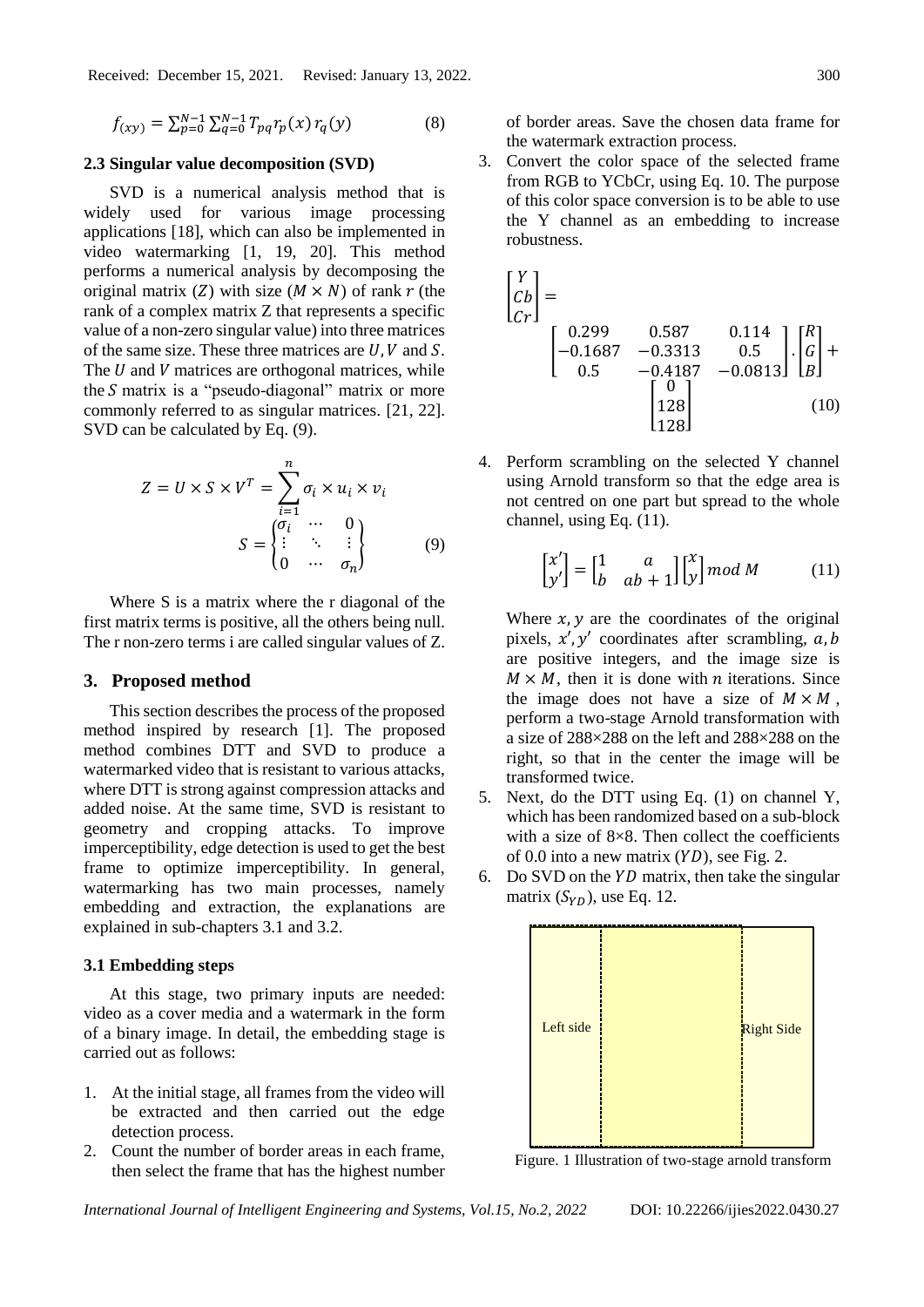$$f_{(xy)} = \sum_{p=0}^{N-1} \sum_{q=0}^{N-1} T_{pq} r_p(x)\, r_q(y) \tag{8}$$

### 2.3 Singular value decomposition (SVD)

SVD is a numerical analysis method that is widely used for various image processing applications [18], which can also be implemented in video watermarking [1, 19, 20]. This method performs a numerical analysis by decomposing the original matrix ($Z$) with size ($M \times N$) of rank $r$ (the rank of a complex matrix Z that represents a specific value of a non-zero singular value) into three matrices of the same size. These three matrices are $U, V$ and $S$. The $U$ and $V$ matrices are orthogonal matrices, while the $S$ matrix is a "pseudo-diagonal" matrix or more commonly referred to as singular matrices. [21, 22]. SVD can be calculated by Eq. (9).

$$Z = U \times S \times V^T = \sum_{i=1}^{n} \sigma_i \times u_i \times v_i$$
$$S = \begin{Bmatrix} \sigma_i & \cdots & 0 \\ \vdots & \ddots & \vdots \\ 0 & \cdots & \sigma_n \end{Bmatrix} \tag{9}$$

Where S is a matrix where the r diagonal of the first matrix terms is positive, all the others being null. The r non-zero terms i are called singular values of Z.

## 3. Proposed method

This section describes the process of the proposed method inspired by research [1]. The proposed method combines DTT and SVD to produce a watermarked video that is resistant to various attacks, where DTT is strong against compression attacks and added noise. At the same time, SVD is resistant to geometry and cropping attacks. To improve imperceptibility, edge detection is used to get the best frame to optimize imperceptibility. In general, watermarking has two main processes, namely embedding and extraction, the explanations are explained in sub-chapters 3.1 and 3.2.

### 3.1 Embedding steps

At this stage, two primary inputs are needed: video as a cover media and a watermark in the form of a binary image. In detail, the embedding stage is carried out as follows:

1. At the initial stage, all frames from the video will be extracted and then carried out the edge detection process.
2. Count the number of border areas in each frame, then select the frame that has the highest number of border areas. Save the chosen data frame for the watermark extraction process.
3. Convert the color space of the selected frame from RGB to YCbCr, using Eq. 10. The purpose of this color space conversion is to be able to use the Y channel as an embedding to increase robustness.

$$\begin{bmatrix} Y \\ Cb \\ Cr \end{bmatrix} = \begin{bmatrix} 0.299 & 0.587 & 0.114 \\ -0.1687 & -0.3313 & 0.5 \\ 0.5 & -0.4187 & -0.0813 \end{bmatrix} \cdot \begin{bmatrix} R \\ G \\ B \end{bmatrix} + \begin{bmatrix} 0 \\ 128 \\ 128 \end{bmatrix} \tag{10}$$

4. Perform scrambling on the selected Y channel using Arnold transform so that the edge area is not centred on one part but spread to the whole channel, using Eq. (11).

$$\begin{bmatrix} x' \\ y' \end{bmatrix} = \begin{bmatrix} 1 & a \\ b & ab+1 \end{bmatrix} \begin{bmatrix} x \\ y \end{bmatrix} \bmod M \tag{11}$$

   Where $x, y$ are the coordinates of the original pixels, $x', y'$ coordinates after scrambling, $a, b$ are positive integers, and the image size is $M \times M$, then it is done with $n$ iterations. Since the image does not have a size of $M \times M$, perform a two-stage Arnold transformation with a size of 288×288 on the left and 288×288 on the right, so that in the center the image will be transformed twice.

5. Next, do the DTT using Eq. (1) on channel Y, which has been randomized based on a sub-block with a size of 8×8. Then collect the coefficients of 0.0 into a new matrix ($YD$), see Fig. 2.
6. Do SVD on the $YD$ matrix, then take the singular matrix ($S_{YD}$), use Eq. 12.

Left side | Right Side

Figure. 1 Illustration of two-stage arnold transform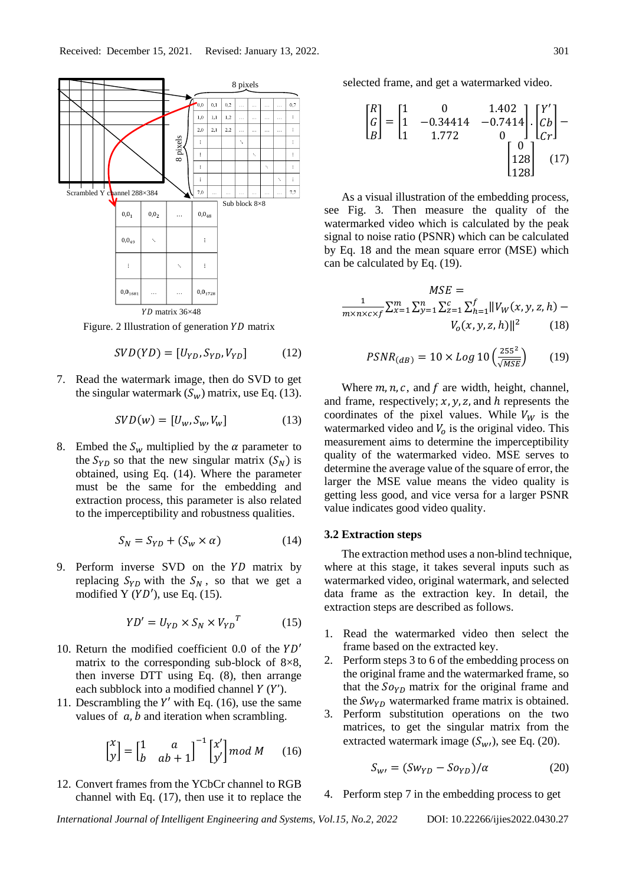Received: December 15, 2021. Revised: January 13, 2022.

Figure. 2 Illustration of generation $YD$ matrix

$$SVD(YD) = [U_{YD}, S_{YD}, V_{YD}] \qquad (12)$$

7. Read the watermark image, then do SVD to get the singular watermark ($S_w$) matrix, use Eq. (13).

$$SVD(w) = [U_w, S_w, V_w] \qquad (13)$$

8. Embed the $S_w$ multiplied by the $\alpha$ parameter to the $S_{YD}$ so that the new singular matrix ($S_N$) is obtained, using Eq. (14). Where the parameter must be the same for the embedding and extraction process, this parameter is also related to the imperceptibility and robustness qualities.

$$S_N = S_{YD} + (S_w \times \alpha) \qquad (14)$$

9. Perform inverse SVD on the $YD$ matrix by replacing $S_{YD}$ with the $S_N$, so that we get a modified Y ($YD'$), use Eq. (15).

$$YD' = U_{YD} \times S_N \times {V_{YD}}^T \qquad (15)$$

10. Return the modified coefficient 0.0 of the $YD'$ matrix to the corresponding sub-block of 8×8, then inverse DTT using Eq. (8), then arrange each subblock into a modified channel $Y$ ($Y'$).
11. Descrambling the $Y'$ with Eq. (16), use the same values of $a, b$ and iteration when scrambling.

$$\begin{bmatrix} x \\ y \end{bmatrix} = \begin{bmatrix} 1 & a \\ b & ab+1 \end{bmatrix}^{-1} \begin{bmatrix} x' \\ y' \end{bmatrix} mod\ M \qquad (16)$$

12. Convert frames from the YCbCr channel to RGB channel with Eq. (17), then use it to replace the selected frame, and get a watermarked video.

$$\begin{bmatrix} R \\ G \\ B \end{bmatrix} = \begin{bmatrix} 1 & 0 & 1.402 \\ 1 & -0.34414 & -0.7414 \\ 1 & 1.772 & 0 \end{bmatrix} \cdot \begin{bmatrix} Y' \\ Cb \\ Cr \end{bmatrix} - \begin{bmatrix} 0 \\ 128 \\ 128 \end{bmatrix} \qquad (17)$$

As a visual illustration of the embedding process, see Fig. 3. Then measure the quality of the watermarked video which is calculated by the peak signal to noise ratio (PSNR) which can be calculated by Eq. 18 and the mean square error (MSE) which can be calculated by Eq. (19).

$$MSE = \frac{1}{m \times n \times c \times f} \sum_{x=1}^{m} \sum_{y=1}^{n} \sum_{z=1}^{c} \sum_{h=1}^{f} \| V_W(x,y,z,h) - V_o(x,y,z,h) \|^2 \qquad (18)$$

$$PSNR_{(dB)} = 10 \times Log\,10 \left( \frac{255^2}{\sqrt{MSE}} \right) \qquad (19)$$

Where $m, n, c$, and $f$ are width, height, channel, and frame, respectively; $x, y, z$, and $h$ represents the coordinates of the pixel values. While $V_W$ is the watermarked video and $V_o$ is the original video. This measurement aims to determine the imperceptibility quality of the watermarked video. MSE serves to determine the average value of the square of error, the larger the MSE value means the video quality is getting less good, and vice versa for a larger PSNR value indicates good video quality.

### 3.2 Extraction steps

The extraction method uses a non-blind technique, where at this stage, it takes several inputs such as watermarked video, original watermark, and selected data frame as the extraction key. In detail, the extraction steps are described as follows.

1. Read the watermarked video then select the frame based on the extracted key.
2. Perform steps 3 to 6 of the embedding process on the original frame and the watermarked frame, so that the $So_{YD}$ matrix for the original frame and the $Sw_{YD}$ watermarked frame matrix is obtained.
3. Perform substitution operations on the two matrices, to get the singular matrix from the extracted watermark image ($S_{w'}$), see Eq. (20).

$$S_{w'} = (Sw_{YD} - So_{YD})/\alpha \qquad (20)$$

4. Perform step 7 in the embedding process to get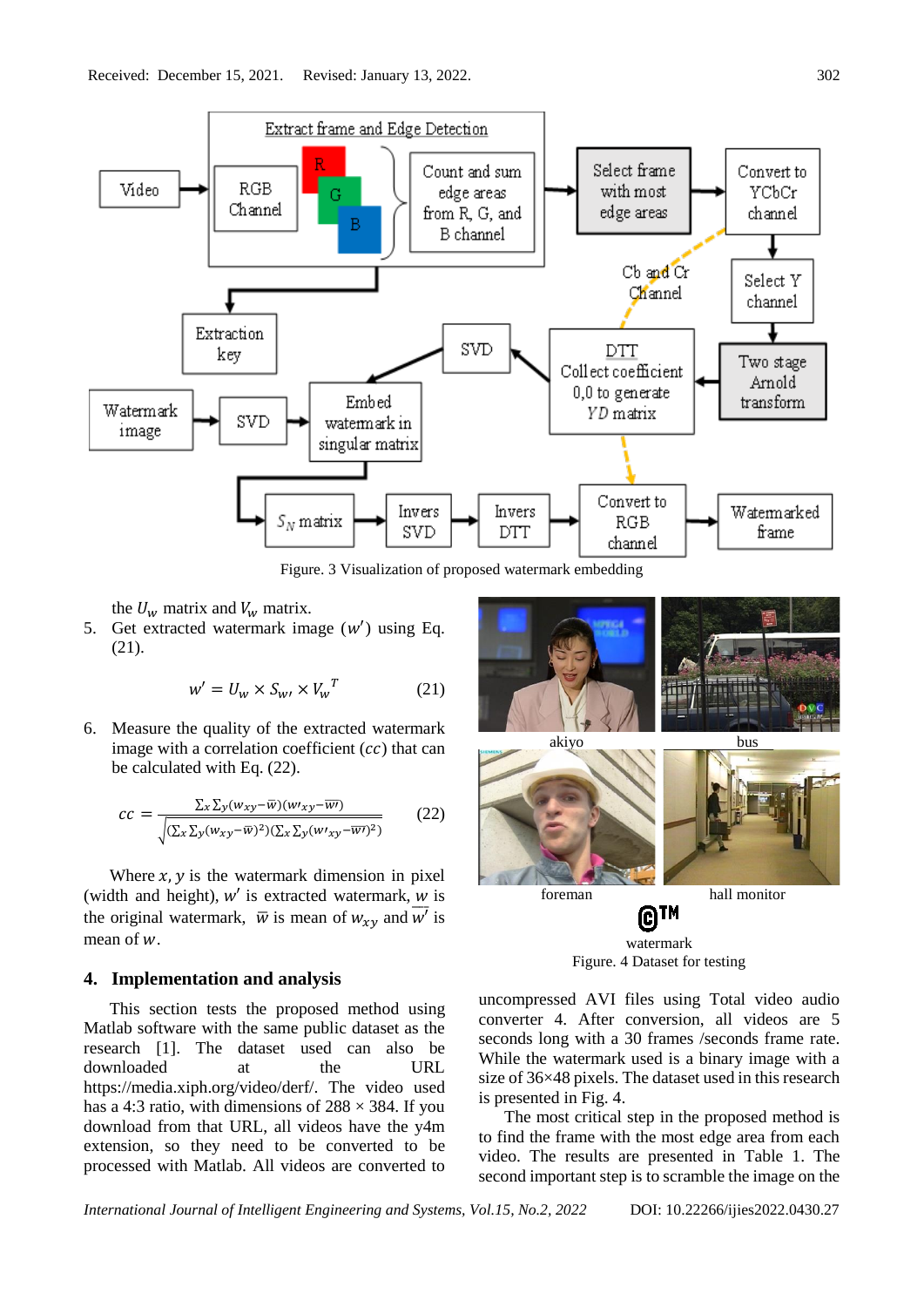Figure. 3 Visualization of proposed watermark embedding

the $U_w$ matrix and $V_w$ matrix.

5. Get extracted watermark image ($w'$) using Eq. (21).

$$w' = U_w \times S_{w'} \times V_w^{\,T} \tag{21}$$

6. Measure the quality of the extracted watermark image with a correlation coefficient ($cc$) that can be calculated with Eq. (22).

$$cc = \frac{\sum_x \sum_y (w_{xy} - \overline{w})(w'_{xy} - \overline{w'})}{\sqrt{(\sum_x \sum_y (w_{xy} - \overline{w})^2)(\sum_x \sum_y (w'_{xy} - \overline{w'})^2)}} \tag{22}$$

Where $x, y$ is the watermark dimension in pixel (width and height), $w'$ is extracted watermark, $w$ is the original watermark, $\overline{w}$ is mean of $w_{xy}$ and $\overline{w'}$ is mean of $w$.

## 4. Implementation and analysis

This section tests the proposed method using Matlab software with the same public dataset as the research [1]. The dataset used can also be downloaded at the URL https://media.xiph.org/video/derf/. The video used has a 4:3 ratio, with dimensions of 288 × 384. If you download from that URL, all videos have the y4m extension, so they need to be converted to be processed with Matlab. All videos are converted to uncompressed AVI files using Total video audio converter 4. After conversion, all videos are 5 seconds long with a 30 frames /seconds frame rate. While the watermark used is a binary image with a size of 36×48 pixels. The dataset used in this research is presented in Fig. 4.

akiyo bus foreman hall monitor

watermark

Figure. 4 Dataset for testing

The most critical step in the proposed method is to find the frame with the most edge area from each video. The results are presented in Table 1. The second important step is to scramble the image on the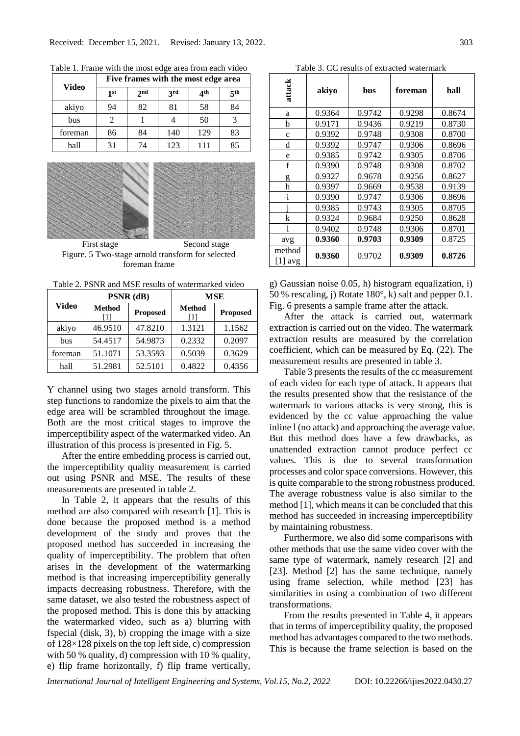Table 1. Frame with the most edge area from each video

| Video | Five frames with the most edge area | | | | |
|---|---|---|---|---|---|
| | 1st | 2nd | 3rd | 4th | 5th |
| akiyo | 94 | 82 | 81 | 58 | 84 |
| bus | 2 | 1 | 4 | 50 | 3 |
| foreman | 86 | 84 | 140 | 129 | 83 |
| hall | 31 | 74 | 123 | 111 | 85 |

First stage Second stage

Figure. 5 Two-stage arnold transform for selected foreman frame

Table 2. PSNR and MSE results of watermarked video

| Video | PSNR (dB) | | MSE | |
|---|---|---|---|---|
| | Method [1] | Proposed | Method [1] | Proposed |
| akiyo | 46.9510 | 47.8210 | 1.3121 | 1.1562 |
| bus | 54.4517 | 54.9873 | 0.2332 | 0.2097 |
| foreman | 51.1071 | 53.3593 | 0.5039 | 0.3629 |
| hall | 51.2981 | 52.5101 | 0.4822 | 0.4356 |

Y channel using two stages arnold transform. This step functions to randomize the pixels to aim that the edge area will be scrambled throughout the image. Both are the most critical stages to improve the imperceptibility aspect of the watermarked video. An illustration of this process is presented in Fig. 5.

After the entire embedding process is carried out, the imperceptibility quality measurement is carried out using PSNR and MSE. The results of these measurements are presented in table 2.

In Table 2, it appears that the results of this method are also compared with research [1]. This is done because the proposed method is a method development of the study and proves that the proposed method has succeeded in increasing the quality of imperceptibility. The problem that often arises in the development of the watermarking method is that increasing imperceptibility generally impacts decreasing robustness. Therefore, with the same dataset, we also tested the robustness aspect of the proposed method. This is done this by attacking the watermarked video, such as a) blurring with fspecial (disk, 3), b) cropping the image with a size of 128×128 pixels on the top left side, c) compression with 50 % quality, d) compression with 10 % quality, e) flip frame horizontally, f) flip frame vertically, g) Gaussian noise 0.05, h) histogram equalization, i) 50 % rescaling, j) Rotate 180°, k) salt and pepper 0.1. Fig. 6 presents a sample frame after the attack.

Table 3. CC results of extracted watermark

| attack | akiyo | bus | foreman | hall |
|---|---|---|---|---|
| a | 0.9364 | 0.9742 | 0.9298 | 0.8674 |
| b | 0.9171 | 0.9436 | 0.9219 | 0.8730 |
| c | 0.9392 | 0.9748 | 0.9308 | 0.8700 |
| d | 0.9392 | 0.9747 | 0.9306 | 0.8696 |
| e | 0.9385 | 0.9742 | 0.9305 | 0.8706 |
| f | 0.9390 | 0.9748 | 0.9308 | 0.8702 |
| g | 0.9327 | 0.9678 | 0.9256 | 0.8627 |
| h | 0.9397 | 0.9669 | 0.9538 | 0.9139 |
| i | 0.9390 | 0.9747 | 0.9306 | 0.8696 |
| j | 0.9385 | 0.9743 | 0.9305 | 0.8705 |
| k | 0.9324 | 0.9684 | 0.9250 | 0.8628 |
| l | 0.9402 | 0.9748 | 0.9306 | 0.8701 |
| avg | **0.9360** | **0.9703** | **0.9309** | 0.8725 |
| method [1] avg | **0.9360** | 0.9702 | **0.9309** | **0.8726** |

After the attack is carried out, watermark extraction is carried out on the video. The watermark extraction results are measured by the correlation coefficient, which can be measured by Eq. (22). The measurement results are presented in table 3.

Table 3 presents the results of the cc measurement of each video for each type of attack. It appears that the results presented show that the resistance of the watermark to various attacks is very strong, this is evidenced by the cc value approaching the value inline l (no attack) and approaching the average value. But this method does have a few drawbacks, as unattended extraction cannot produce perfect cc values. This is due to several transformation processes and color space conversions. However, this is quite comparable to the strong robustness produced. The average robustness value is also similar to the method [1], which means it can be concluded that this method has succeeded in increasing imperceptibility by maintaining robustness.

Furthermore, we also did some comparisons with other methods that use the same video cover with the same type of watermark, namely research [2] and [23]. Method [2] has the same technique, namely using frame selection, while method [23] has similarities in using a combination of two different transformations.

From the results presented in Table 4, it appears that in terms of imperceptibility quality, the proposed method has advantages compared to the two methods. This is because the frame selection is based on the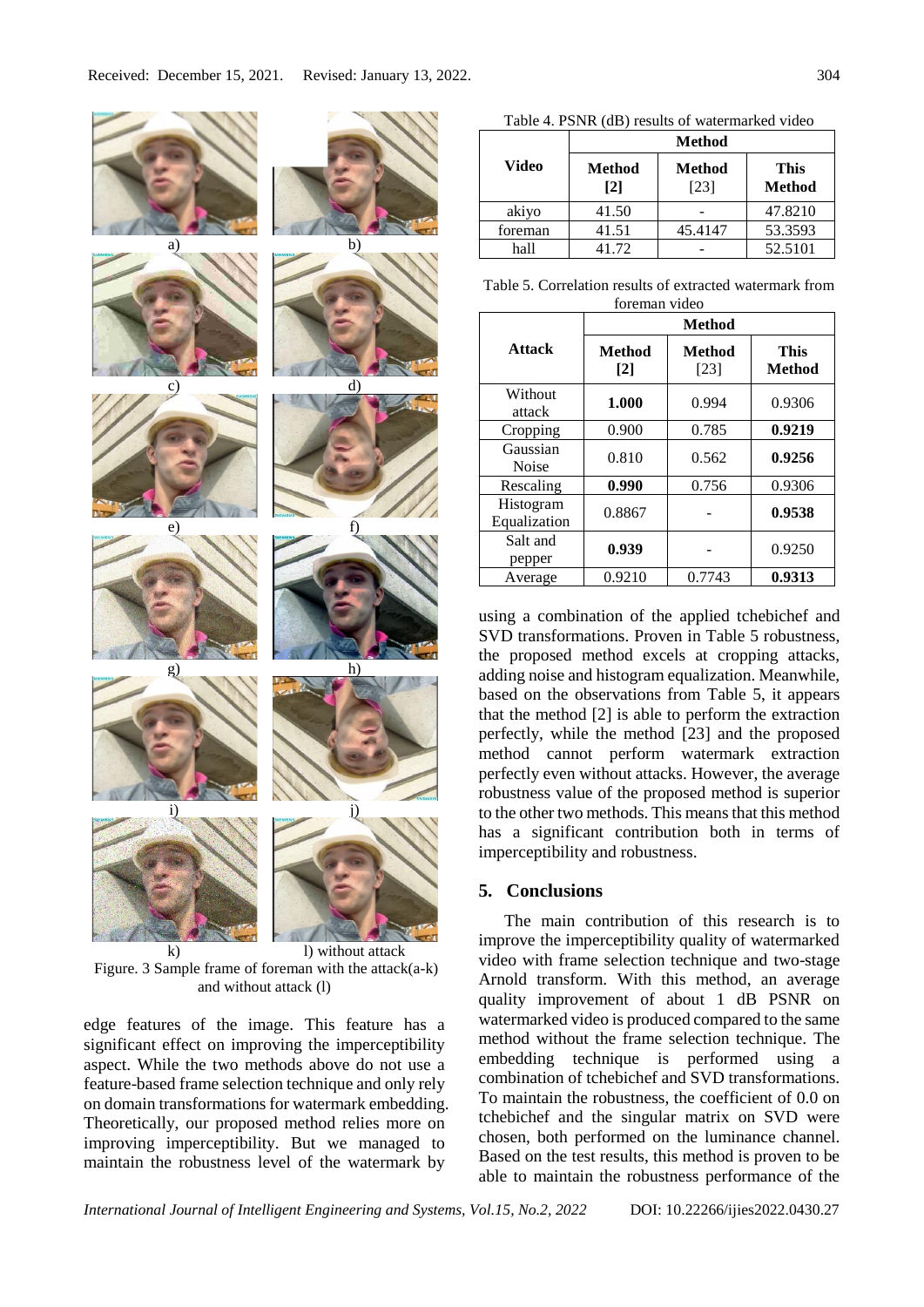Figure. 3 Sample frame of foreman with the attack(a-k) and without attack (l)

edge features of the image. This feature has a significant effect on improving the imperceptibility aspect. While the two methods above do not use a feature-based frame selection technique and only rely on domain transformations for watermark embedding. Theoretically, our proposed method relies more on improving imperceptibility. But we managed to maintain the robustness level of the watermark by using a combination of the applied tchebichef and SVD transformations. Proven in Table 5 robustness, the proposed method excels at cropping attacks, adding noise and histogram equalization. Meanwhile, based on the observations from Table 5, it appears that the method [2] is able to perform the extraction perfectly, while the method [23] and the proposed method cannot perform watermark extraction perfectly even without attacks. However, the average robustness value of the proposed method is superior to the other two methods. This means that this method has a significant contribution both in terms of imperceptibility and robustness.

Table 4. PSNR (dB) results of watermarked video

| Video | Method | | |
|---|---|---|---|
| | **Method [2]** | **Method** [23] | **This Method** |
| akiyo | 41.50 | - | 47.8210 |
| foreman | 41.51 | 45.4147 | 53.3593 |
| hall | 41.72 | - | 52.5101 |

Table 5. Correlation results of extracted watermark from foreman video

| Attack | Method | | |
|---|---|---|---|
| | **Method [2]** | **Method** [23] | **This Method** |
| Without attack | **1.000** | 0.994 | 0.9306 |
| Cropping | 0.900 | 0.785 | **0.9219** |
| Gaussian Noise | 0.810 | 0.562 | **0.9256** |
| Rescaling | **0.990** | 0.756 | 0.9306 |
| Histogram Equalization | 0.8867 | - | **0.9538** |
| Salt and pepper | **0.939** | - | 0.9250 |
| Average | 0.9210 | 0.7743 | **0.9313** |

## 5. Conclusions

The main contribution of this research is to improve the imperceptibility quality of watermarked video with frame selection technique and two-stage Arnold transform. With this method, an average quality improvement of about 1 dB PSNR on watermarked video is produced compared to the same method without the frame selection technique. The embedding technique is performed using a combination of tchebichef and SVD transformations. To maintain the robustness, the coefficient of 0.0 on tchebichef and the singular matrix on SVD were chosen, both performed on the luminance channel. Based on the test results, this method is proven to be able to maintain the robustness performance of the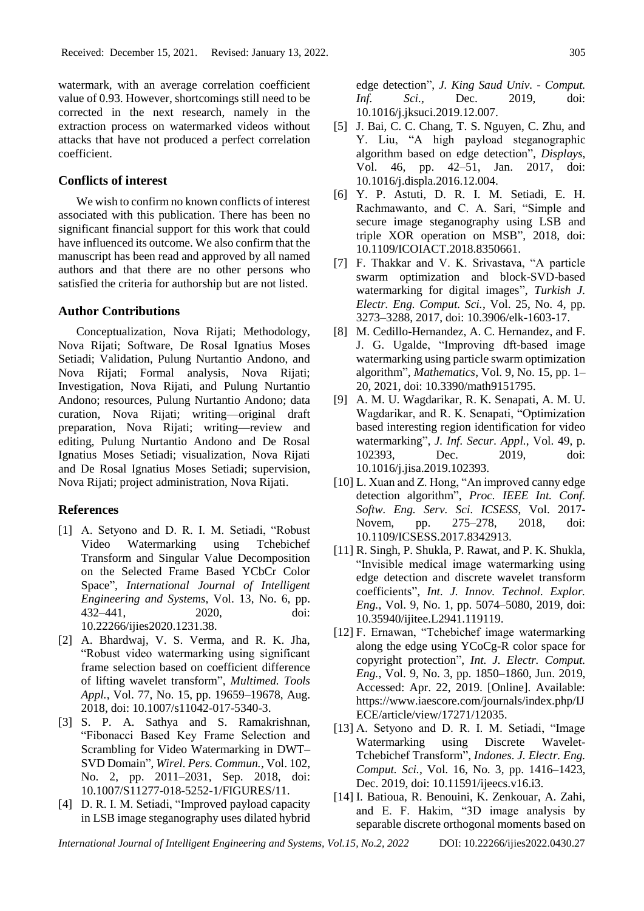watermark, with an average correlation coefficient value of 0.93. However, shortcomings still need to be corrected in the next research, namely in the extraction process on watermarked videos without attacks that have not produced a perfect correlation coefficient.

## Conflicts of interest

We wish to confirm no known conflicts of interest associated with this publication. There has been no significant financial support for this work that could have influenced its outcome. We also confirm that the manuscript has been read and approved by all named authors and that there are no other persons who satisfied the criteria for authorship but are not listed.

## Author Contributions

Conceptualization, Nova Rijati; Methodology, Nova Rijati; Software, De Rosal Ignatius Moses Setiadi; Validation, Pulung Nurtantio Andono, and Nova Rijati; Formal analysis, Nova Rijati; Investigation, Nova Rijati, and Pulung Nurtantio Andono; resources, Pulung Nurtantio Andono; data curation, Nova Rijati; writing—original draft preparation, Nova Rijati; writing—review and editing, Pulung Nurtantio Andono and De Rosal Ignatius Moses Setiadi; visualization, Nova Rijati and De Rosal Ignatius Moses Setiadi; supervision, Nova Rijati; project administration, Nova Rijati.

## References

[1] A. Setyono and D. R. I. M. Setiadi, "Robust Video Watermarking using Tchebichef Transform and Singular Value Decomposition on the Selected Frame Based YCbCr Color Space", *International Journal of Intelligent Engineering and Systems*, Vol. 13, No. 6, pp. 432–441, 2020, doi: 10.22266/ijies2020.1231.38.

[2] A. Bhardwaj, V. S. Verma, and R. K. Jha, "Robust video watermarking using significant frame selection based on coefficient difference of lifting wavelet transform", *Multimed. Tools Appl.*, Vol. 77, No. 15, pp. 19659–19678, Aug. 2018, doi: 10.1007/s11042-017-5340-3.

[3] S. P. A. Sathya and S. Ramakrishnan, "Fibonacci Based Key Frame Selection and Scrambling for Video Watermarking in DWT–SVD Domain", *Wirel. Pers. Commun.*, Vol. 102, No. 2, pp. 2011–2031, Sep. 2018, doi: 10.1007/S11277-018-5252-1/FIGURES/11.

[4] D. R. I. M. Setiadi, "Improved payload capacity in LSB image steganography uses dilated hybrid edge detection", *J. King Saud Univ. - Comput. Inf. Sci.*, Dec. 2019, doi: 10.1016/j.jksuci.2019.12.007.

[5] J. Bai, C. C. Chang, T. S. Nguyen, C. Zhu, and Y. Liu, "A high payload steganographic algorithm based on edge detection", *Displays*, Vol. 46, pp. 42–51, Jan. 2017, doi: 10.1016/j.displa.2016.12.004.

[6] Y. P. Astuti, D. R. I. M. Setiadi, E. H. Rachmawanto, and C. A. Sari, "Simple and secure image steganography using LSB and triple XOR operation on MSB", 2018, doi: 10.1109/ICOIACT.2018.8350661.

[7] F. Thakkar and V. K. Srivastava, "A particle swarm optimization and block-SVD-based watermarking for digital images", *Turkish J. Electr. Eng. Comput. Sci.*, Vol. 25, No. 4, pp. 3273–3288, 2017, doi: 10.3906/elk-1603-17.

[8] M. Cedillo-Hernandez, A. C. Hernandez, and F. J. G. Ugalde, "Improving dft-based image watermarking using particle swarm optimization algorithm", *Mathematics*, Vol. 9, No. 15, pp. 1–20, 2021, doi: 10.3390/math9151795.

[9] A. M. U. Wagdarikar, R. K. Senapati, A. M. U. Wagdarikar, and R. K. Senapati, "Optimization based interesting region identification for video watermarking", *J. Inf. Secur. Appl.*, Vol. 49, p. 102393, Dec. 2019, doi: 10.1016/j.jisa.2019.102393.

[10] L. Xuan and Z. Hong, "An improved canny edge detection algorithm", *Proc. IEEE Int. Conf. Softw. Eng. Serv. Sci. ICSESS*, Vol. 2017-Novem, pp. 275–278, 2018, doi: 10.1109/ICSESS.2017.8342913.

[11] R. Singh, P. Shukla, P. Rawat, and P. K. Shukla, "Invisible medical image watermarking using edge detection and discrete wavelet transform coefficients", *Int. J. Innov. Technol. Explor. Eng.*, Vol. 9, No. 1, pp. 5074–5080, 2019, doi: 10.35940/ijitee.L2941.119119.

[12] F. Ernawan, "Tchebichef image watermarking along the edge using YCoCg-R color space for copyright protection", *Int. J. Electr. Comput. Eng.*, Vol. 9, No. 3, pp. 1850–1860, Jun. 2019, Accessed: Apr. 22, 2019. [Online]. Available: https://www.iaescore.com/journals/index.php/IJECE/article/view/17271/12035.

[13] A. Setyono and D. R. I. M. Setiadi, "Image Watermarking using Discrete Wavelet-Tchebichef Transform", *Indones. J. Electr. Eng. Comput. Sci.*, Vol. 16, No. 3, pp. 1416–1423, Dec. 2019, doi: 10.11591/ijeecs.v16.i3.

[14] I. Batioua, R. Benouini, K. Zenkouar, A. Zahi, and E. F. Hakim, "3D image analysis by separable discrete orthogonal moments based on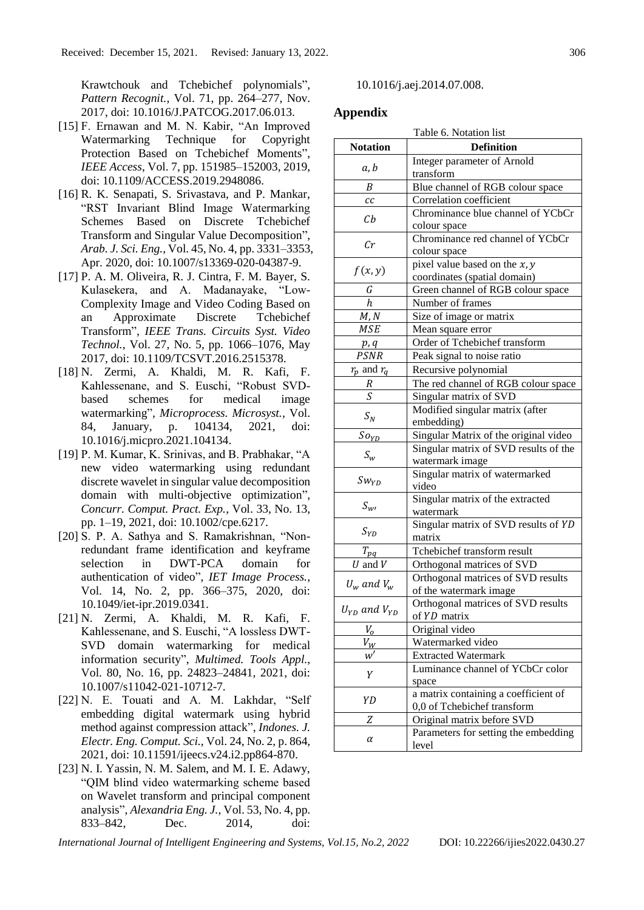Krawtchouk and Tchebichef polynomials", *Pattern Recognit.*, Vol. 71, pp. 264–277, Nov. 2017, doi: 10.1016/J.PATCOG.2017.06.013.

[15] F. Ernawan and M. N. Kabir, "An Improved Watermarking Technique for Copyright Protection Based on Tchebichef Moments", *IEEE Access*, Vol. 7, pp. 151985–152003, 2019, doi: 10.1109/ACCESS.2019.2948086.

[16] R. K. Senapati, S. Srivastava, and P. Mankar, "RST Invariant Blind Image Watermarking Schemes Based on Discrete Tchebichef Transform and Singular Value Decomposition", *Arab. J. Sci. Eng.*, Vol. 45, No. 4, pp. 3331–3353, Apr. 2020, doi: 10.1007/s13369-020-04387-9.

[17] P. A. M. Oliveira, R. J. Cintra, F. M. Bayer, S. Kulasekera, and A. Madanayake, "Low-Complexity Image and Video Coding Based on an Approximate Discrete Tchebichef Transform", *IEEE Trans. Circuits Syst. Video Technol.*, Vol. 27, No. 5, pp. 1066–1076, May 2017, doi: 10.1109/TCSVT.2016.2515378.

[18] N. Zermi, A. Khaldi, M. R. Kafi, F. Kahlessenane, and S. Euschi, "Robust SVD-based schemes for medical image watermarking", *Microprocess. Microsyst.*, Vol. 84, January, p. 104134, 2021, doi: 10.1016/j.micpro.2021.104134.

[19] P. M. Kumar, K. Srinivas, and B. Prabhakar, "A new video watermarking using redundant discrete wavelet in singular value decomposition domain with multi-objective optimization", *Concurr. Comput. Pract. Exp.*, Vol. 33, No. 13, pp. 1–19, 2021, doi: 10.1002/cpe.6217.

[20] S. P. A. Sathya and S. Ramakrishnan, "Non-redundant frame identification and keyframe selection in DWT-PCA domain for authentication of video", *IET Image Process.*, Vol. 14, No. 2, pp. 366–375, 2020, doi: 10.1049/iet-ipr.2019.0341.

[21] N. Zermi, A. Khaldi, M. R. Kafi, F. Kahlessenane, and S. Euschi, "A lossless DWT-SVD domain watermarking for medical information security", *Multimed. Tools Appl.*, Vol. 80, No. 16, pp. 24823–24841, 2021, doi: 10.1007/s11042-021-10712-7.

[22] N. E. Touati and A. M. Lakhdar, "Self embedding digital watermark using hybrid method against compression attack", *Indones. J. Electr. Eng. Comput. Sci.*, Vol. 24, No. 2, p. 864, 2021, doi: 10.11591/ijeecs.v24.i2.pp864-870.

[23] N. I. Yassin, N. M. Salem, and M. I. E. Adawy, "QIM blind video watermarking scheme based on Wavelet transform and principal component analysis", *Alexandria Eng. J.*, Vol. 53, No. 4, pp. 833–842, Dec. 2014, doi: 10.1016/j.aej.2014.07.008.

## Appendix

Table 6. Notation list

| Notation | Definition |
|---|---|
| $a, b$ | Integer parameter of Arnold transform |
| $B$ | Blue channel of RGB colour space |
| $cc$ | Correlation coefficient |
| $Cb$ | Chrominance blue channel of YCbCr colour space |
| $Cr$ | Chrominance red channel of YCbCr colour space |
| $f(x, y)$ | pixel value based on the $x, y$ coordinates (spatial domain) |
| $G$ | Green channel of RGB colour space |
| $h$ | Number of frames |
| $M, N$ | Size of image or matrix |
| $MSE$ | Mean square error |
| $p, q$ | Order of Tchebichef transform |
| $PSNR$ | Peak signal to noise ratio |
| $r_p$ and $r_q$ | Recursive polynomial |
| $R$ | The red channel of RGB colour space |
| $S$ | Singular matrix of SVD |
| $S_N$ | Modified singular matrix (after embedding) |
| $So_{YD}$ | Singular Matrix of the original video |
| $S_w$ | Singular matrix of SVD results of the watermark image |
| $Sw_{YD}$ | Singular matrix of watermarked video |
| $S_{w'}$ | Singular matrix of the extracted watermark |
| $S_{YD}$ | Singular matrix of SVD results of $YD$ matrix |
| $T_{pq}$ | Tchebichef transform result |
| $U$ and $V$ | Orthogonal matrices of SVD |
| $U_w$ and $V_w$ | Orthogonal matrices of SVD results of the watermark image |
| $U_{YD}$ and $V_{YD}$ | Orthogonal matrices of SVD results of $YD$ matrix |
| $V_o$ | Original video |
| $V_W$ | Watermarked video |
| $w'$ | Extracted Watermark |
| $Y$ | Luminance channel of YCbCr color space |
| $YD$ | a matrix containing a coefficient of 0,0 of Tchebichef transform |
| $Z$ | Original matrix before SVD |
| $\alpha$ | Parameters for setting the embedding level |